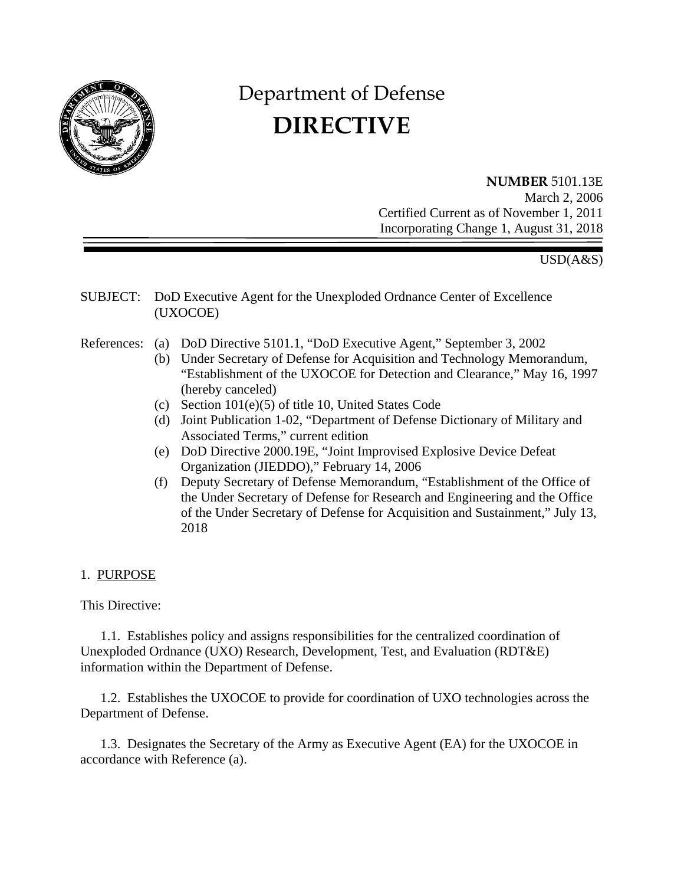# Department of Defense

# DIRECTIVE

**NUMBER** 5101.13E
March 2, 2006
Certified Current as of November 1, 2011
Incorporating Change 1, August 31, 2018

USD(A&S)

SUBJECT: DoD Executive Agent for the Unexploded Ordnance Center of Excellence (UXOCOE)

References:
- (a) DoD Directive 5101.1, "DoD Executive Agent," September 3, 2002
- (b) Under Secretary of Defense for Acquisition and Technology Memorandum, "Establishment of the UXOCOE for Detection and Clearance," May 16, 1997 (hereby canceled)
- (c) Section 101(e)(5) of title 10, United States Code
- (d) Joint Publication 1-02, "Department of Defense Dictionary of Military and Associated Terms," current edition
- (e) DoD Directive 2000.19E, "Joint Improvised Explosive Device Defeat Organization (JIEDDO)," February 14, 2006
- (f) Deputy Secretary of Defense Memorandum, "Establishment of the Office of the Under Secretary of Defense for Research and Engineering and the Office of the Under Secretary of Defense for Acquisition and Sustainment," July 13, 2018

## 1. PURPOSE

This Directive:

1.1. Establishes policy and assigns responsibilities for the centralized coordination of Unexploded Ordnance (UXO) Research, Development, Test, and Evaluation (RDT&E) information within the Department of Defense.

1.2. Establishes the UXOCOE to provide for coordination of UXO technologies across the Department of Defense.

1.3. Designates the Secretary of the Army as Executive Agent (EA) for the UXOCOE in accordance with Reference (a).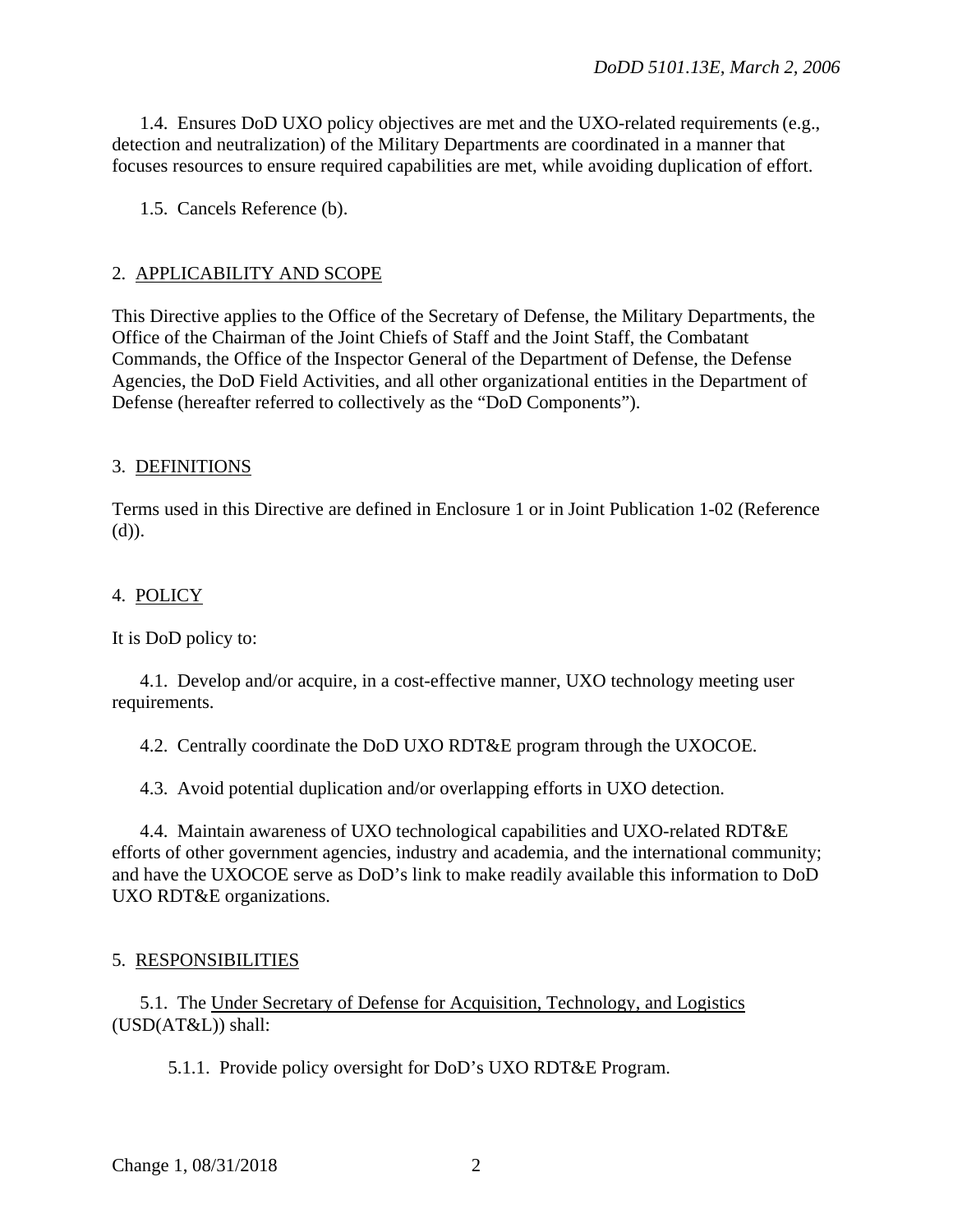1.4. Ensures DoD UXO policy objectives are met and the UXO-related requirements (e.g., detection and neutralization) of the Military Departments are coordinated in a manner that focuses resources to ensure required capabilities are met, while avoiding duplication of effort.

1.5. Cancels Reference (b).

## 2. APPLICABILITY AND SCOPE

This Directive applies to the Office of the Secretary of Defense, the Military Departments, the Office of the Chairman of the Joint Chiefs of Staff and the Joint Staff, the Combatant Commands, the Office of the Inspector General of the Department of Defense, the Defense Agencies, the DoD Field Activities, and all other organizational entities in the Department of Defense (hereafter referred to collectively as the "DoD Components").

## 3. DEFINITIONS

Terms used in this Directive are defined in Enclosure 1 or in Joint Publication 1-02 (Reference (d)).

## 4. POLICY

It is DoD policy to:

4.1. Develop and/or acquire, in a cost-effective manner, UXO technology meeting user requirements.

4.2. Centrally coordinate the DoD UXO RDT&E program through the UXOCOE.

4.3. Avoid potential duplication and/or overlapping efforts in UXO detection.

4.4. Maintain awareness of UXO technological capabilities and UXO-related RDT&E efforts of other government agencies, industry and academia, and the international community; and have the UXOCOE serve as DoD's link to make readily available this information to DoD UXO RDT&E organizations.

## 5. RESPONSIBILITIES

5.1. The Under Secretary of Defense for Acquisition, Technology, and Logistics (USD(AT&L)) shall:

5.1.1. Provide policy oversight for DoD's UXO RDT&E Program.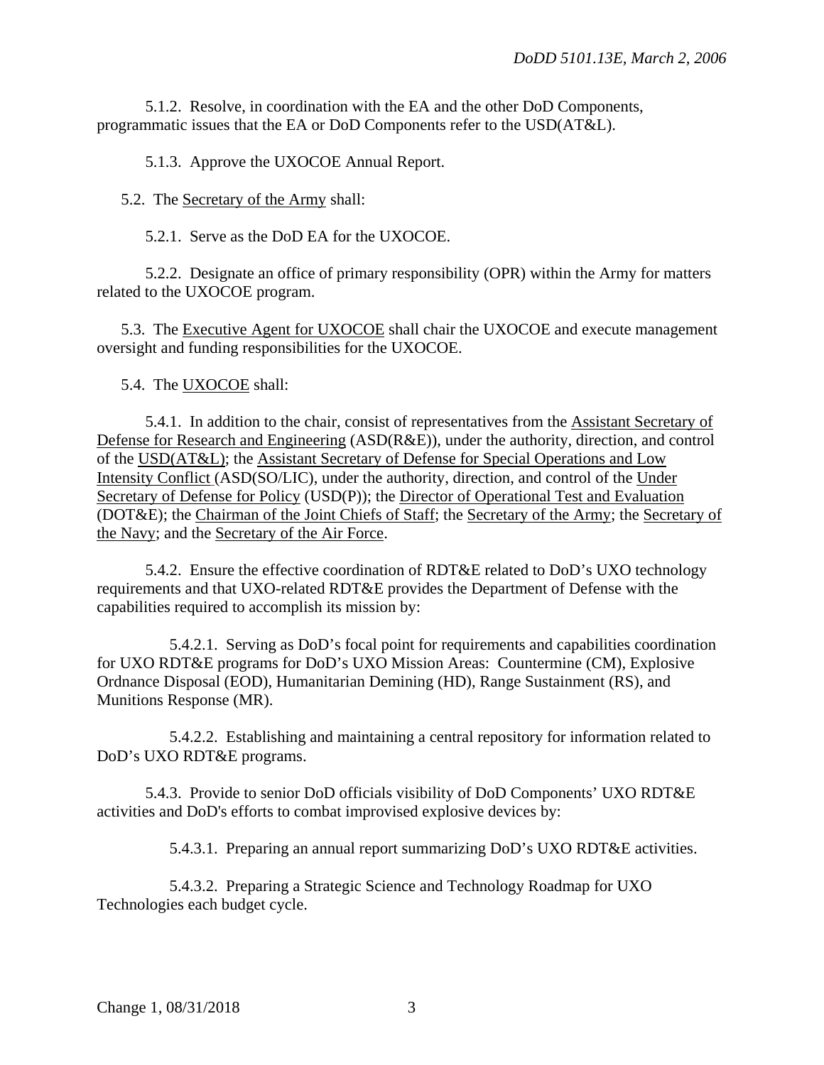5.1.2. Resolve, in coordination with the EA and the other DoD Components, programmatic issues that the EA or DoD Components refer to the USD(AT&L).

5.1.3. Approve the UXOCOE Annual Report.

5.2. The Secretary of the Army shall:

5.2.1. Serve as the DoD EA for the UXOCOE.

5.2.2. Designate an office of primary responsibility (OPR) within the Army for matters related to the UXOCOE program.

5.3. The Executive Agent for UXOCOE shall chair the UXOCOE and execute management oversight and funding responsibilities for the UXOCOE.

5.4. The UXOCOE shall:

5.4.1. In addition to the chair, consist of representatives from the Assistant Secretary of Defense for Research and Engineering (ASD(R&E)), under the authority, direction, and control of the USD(AT&L); the Assistant Secretary of Defense for Special Operations and Low Intensity Conflict (ASD(SO/LIC), under the authority, direction, and control of the Under Secretary of Defense for Policy (USD(P)); the Director of Operational Test and Evaluation (DOT&E); the Chairman of the Joint Chiefs of Staff; the Secretary of the Army; the Secretary of the Navy; and the Secretary of the Air Force.

5.4.2. Ensure the effective coordination of RDT&E related to DoD's UXO technology requirements and that UXO-related RDT&E provides the Department of Defense with the capabilities required to accomplish its mission by:

5.4.2.1. Serving as DoD's focal point for requirements and capabilities coordination for UXO RDT&E programs for DoD's UXO Mission Areas: Countermine (CM), Explosive Ordnance Disposal (EOD), Humanitarian Demining (HD), Range Sustainment (RS), and Munitions Response (MR).

5.4.2.2. Establishing and maintaining a central repository for information related to DoD's UXO RDT&E programs.

5.4.3. Provide to senior DoD officials visibility of DoD Components' UXO RDT&E activities and DoD's efforts to combat improvised explosive devices by:

5.4.3.1. Preparing an annual report summarizing DoD's UXO RDT&E activities.

5.4.3.2. Preparing a Strategic Science and Technology Roadmap for UXO Technologies each budget cycle.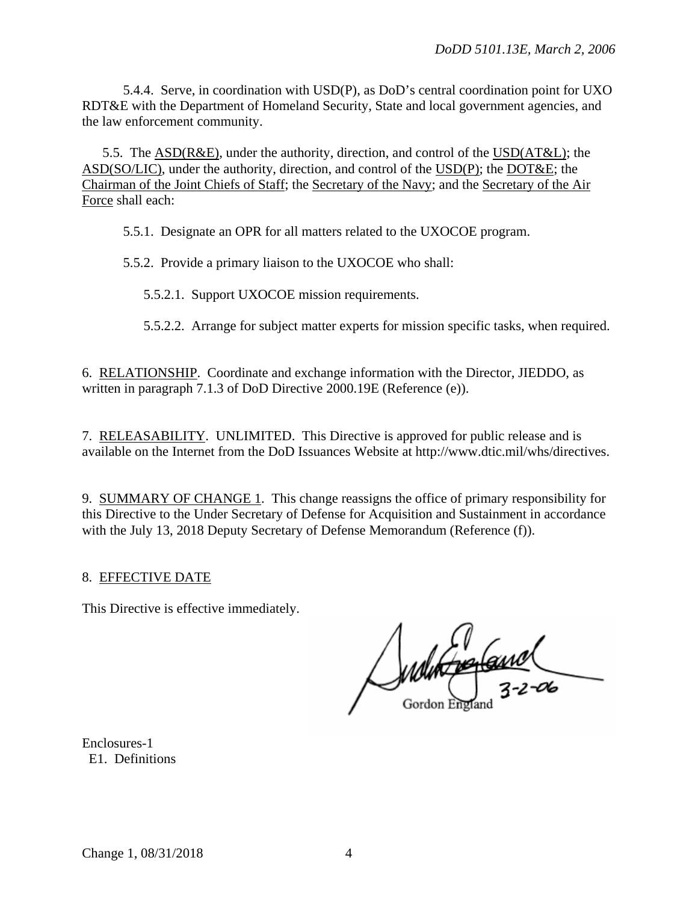5.4.4. Serve, in coordination with USD(P), as DoD's central coordination point for UXO RDT&E with the Department of Homeland Security, State and local government agencies, and the law enforcement community.

5.5. The ASD(R&E), under the authority, direction, and control of the USD(AT&L); the ASD(SO/LIC), under the authority, direction, and control of the USD(P); the DOT&E; the Chairman of the Joint Chiefs of Staff; the Secretary of the Navy; and the Secretary of the Air Force shall each:

5.5.1. Designate an OPR for all matters related to the UXOCOE program.

5.5.2. Provide a primary liaison to the UXOCOE who shall:

5.5.2.1. Support UXOCOE mission requirements.

5.5.2.2. Arrange for subject matter experts for mission specific tasks, when required.

6. RELATIONSHIP. Coordinate and exchange information with the Director, JIEDDO, as written in paragraph 7.1.3 of DoD Directive 2000.19E (Reference (e)).

7. RELEASABILITY. UNLIMITED. This Directive is approved for public release and is available on the Internet from the DoD Issuances Website at http://www.dtic.mil/whs/directives.

9. SUMMARY OF CHANGE 1. This change reassigns the office of primary responsibility for this Directive to the Under Secretary of Defense for Acquisition and Sustainment in accordance with the July 13, 2018 Deputy Secretary of Defense Memorandum (Reference (f)).

8. EFFECTIVE DATE

This Directive is effective immediately.

Gordon England
3-2-06

Enclosures-1
E1. Definitions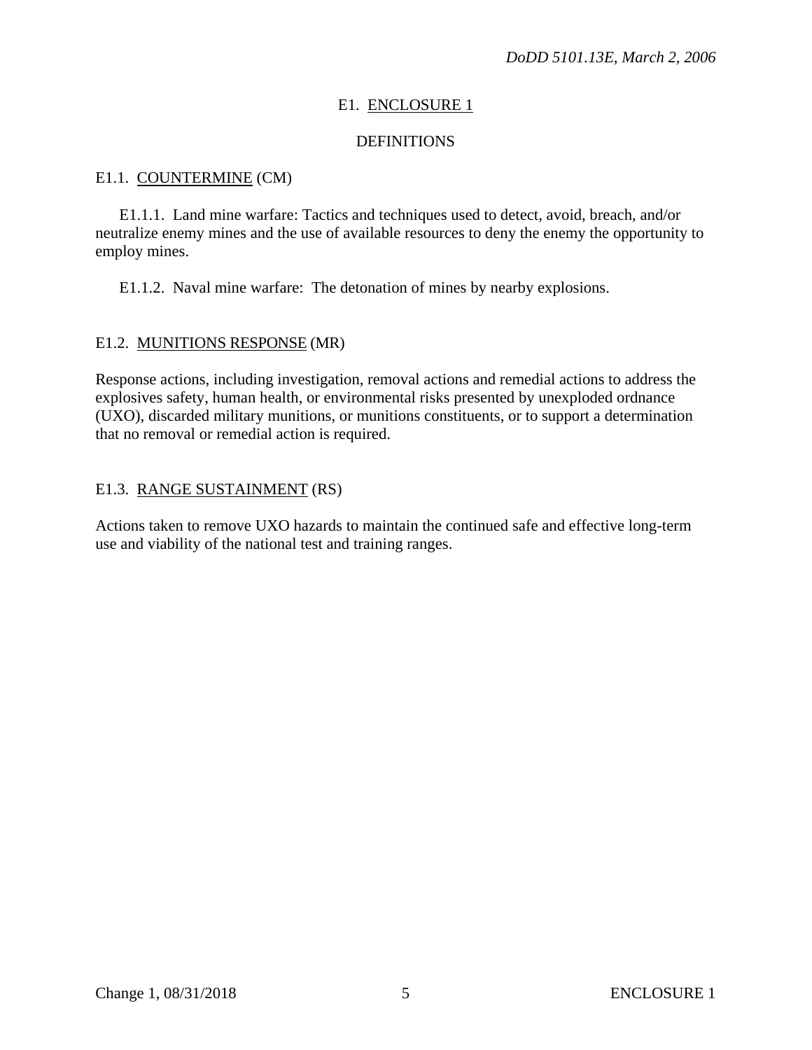# E1. ENCLOSURE 1

## DEFINITIONS

### E1.1. COUNTERMINE (CM)

E1.1.1. Land mine warfare: Tactics and techniques used to detect, avoid, breach, and/or neutralize enemy mines and the use of available resources to deny the enemy the opportunity to employ mines.

E1.1.2. Naval mine warfare: The detonation of mines by nearby explosions.

### E1.2. MUNITIONS RESPONSE (MR)

Response actions, including investigation, removal actions and remedial actions to address the explosives safety, human health, or environmental risks presented by unexploded ordnance (UXO), discarded military munitions, or munitions constituents, or to support a determination that no removal or remedial action is required.

### E1.3. RANGE SUSTAINMENT (RS)

Actions taken to remove UXO hazards to maintain the continued safe and effective long-term use and viability of the national test and training ranges.